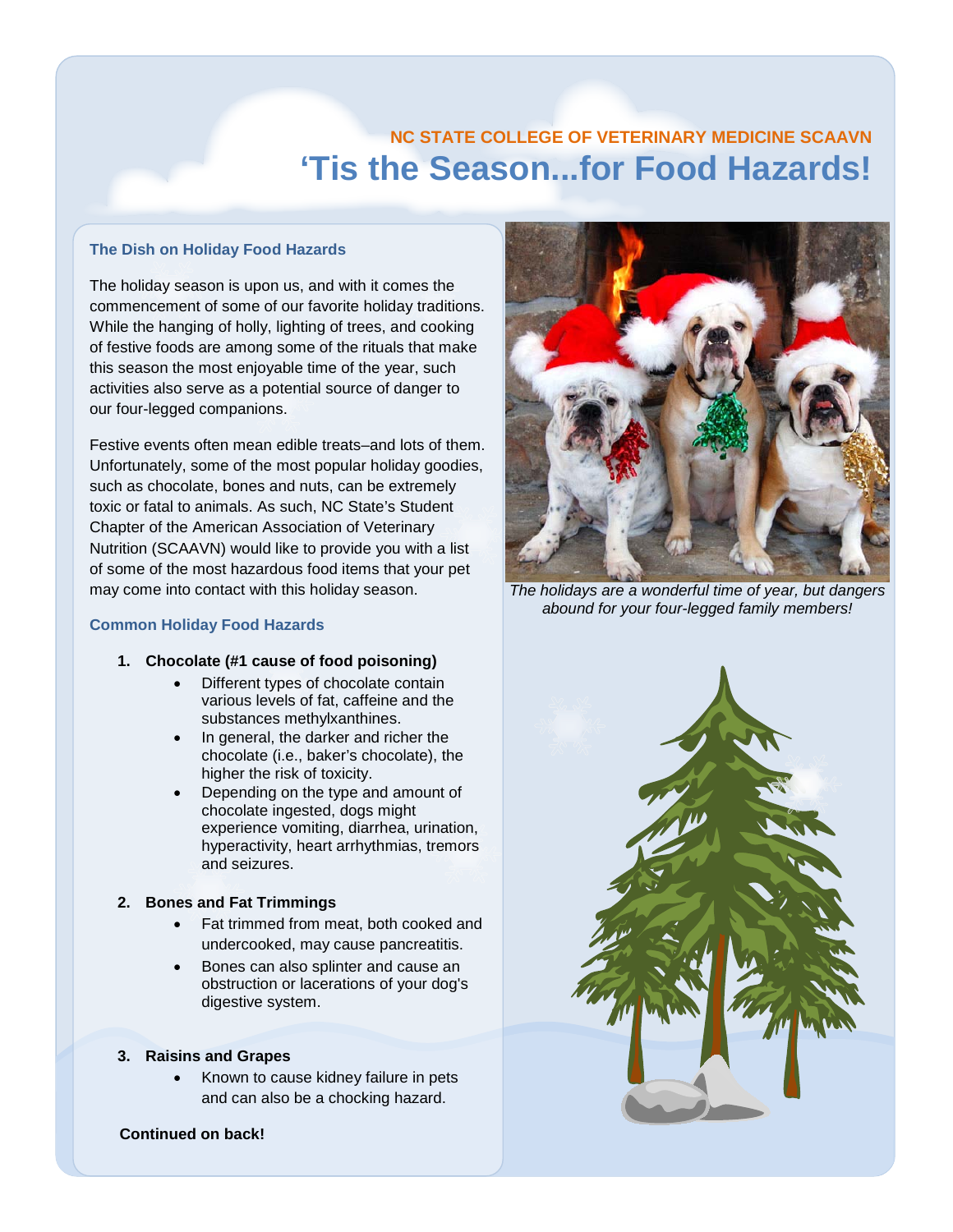NC STATE COLLEGE OF VETERINARY MEDICINE SCAAVN

# 'Tis the Season...for Food Hazards!

## The Dish on Holiday Food Hazards

The holiday season is upon us, and with it comes the commencement of some of our favorite holiday traditions. While the hanging of holly, lighting of trees, and cooking of festive foods are among some of the rituals that make this season the most enjoyable time of the year, such activities also serve as a potential source of danger to our four-legged companions.

Festive events often mean edible treats–and lots of them. Unfortunately, some of the most popular holiday goodies, such as chocolate, bones and nuts, can be extremely toxic or fatal to animals. As such, NC State's Student Chapter of the American Association of Veterinary Nutrition (SCAAVN) would like to provide you with a list of some of the most hazardous food items that your pet may come into contact with this holiday season.

*The holidays are a wonderful time of year, but dangers abound for your four-legged family members!*

## Common Holiday Food Hazards

1. **Chocolate (#1 cause of food poisoning)**
   - Different types of chocolate contain various levels of fat, caffeine and the substances methylxanthines.
   - In general, the darker and richer the chocolate (i.e., baker's chocolate), the higher the risk of toxicity.
   - Depending on the type and amount of chocolate ingested, dogs might experience vomiting, diarrhea, urination, hyperactivity, heart arrhythmias, tremors and seizures.

2. **Bones and Fat Trimmings**
   - Fat trimmed from meat, both cooked and undercooked, may cause pancreatitis.
   - Bones can also splinter and cause an obstruction or lacerations of your dog's digestive system.

3. **Raisins and Grapes**
   - Known to cause kidney failure in pets and can also be a chocking hazard.

**Continued on back!**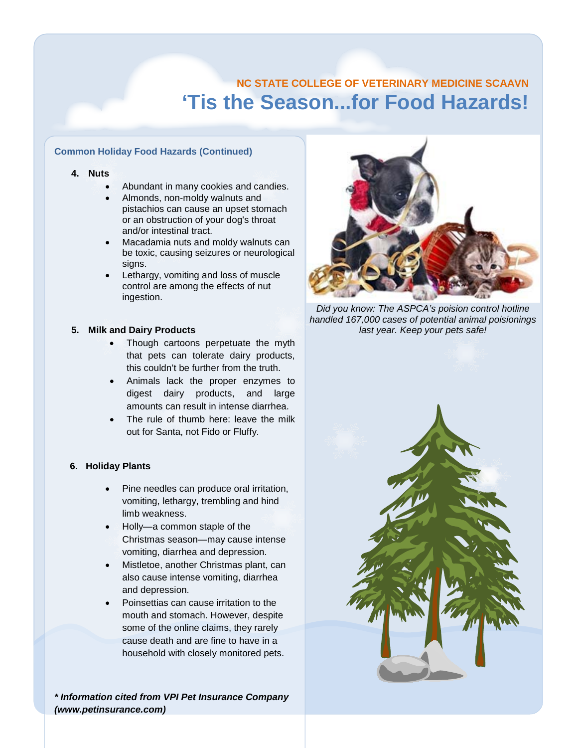NC STATE COLLEGE OF VETERINARY MEDICINE SCAAVN

# 'Tis the Season...for Food Hazards!

### Common Holiday Food Hazards (Continued)

4. **Nuts**
   - Abundant in many cookies and candies.
   - Almonds, non-moldy walnuts and pistachios can cause an upset stomach or an obstruction of your dog's throat and/or intestinal tract.
   - Macadamia nuts and moldy walnuts can be toxic, causing seizures or neurological signs.
   - Lethargy, vomiting and loss of muscle control are among the effects of nut ingestion.

5. **Milk and Dairy Products**
   - Though cartoons perpetuate the myth that pets can tolerate dairy products, this couldn't be further from the truth.
   - Animals lack the proper enzymes to digest dairy products, and large amounts can result in intense diarrhea.
   - The rule of thumb here: leave the milk out for Santa, not Fido or Fluffy.

6. **Holiday Plants**
   - Pine needles can produce oral irritation, vomiting, lethargy, trembling and hind limb weakness.
   - Holly—a common staple of the Christmas season—may cause intense vomiting, diarrhea and depression.
   - Mistletoe, another Christmas plant, can also cause intense vomiting, diarrhea and depression.
   - Poinsettias can cause irritation to the mouth and stomach. However, despite some of the online claims, they rarely cause death and are fine to have in a household with closely monitored pets.

***\* Information cited from VPI Pet Insurance Company (www.petinsurance.com)***

*Did you know: The ASPCA's poision control hotline handled 167,000 cases of potential animal poisionings last year. Keep your pets safe!*